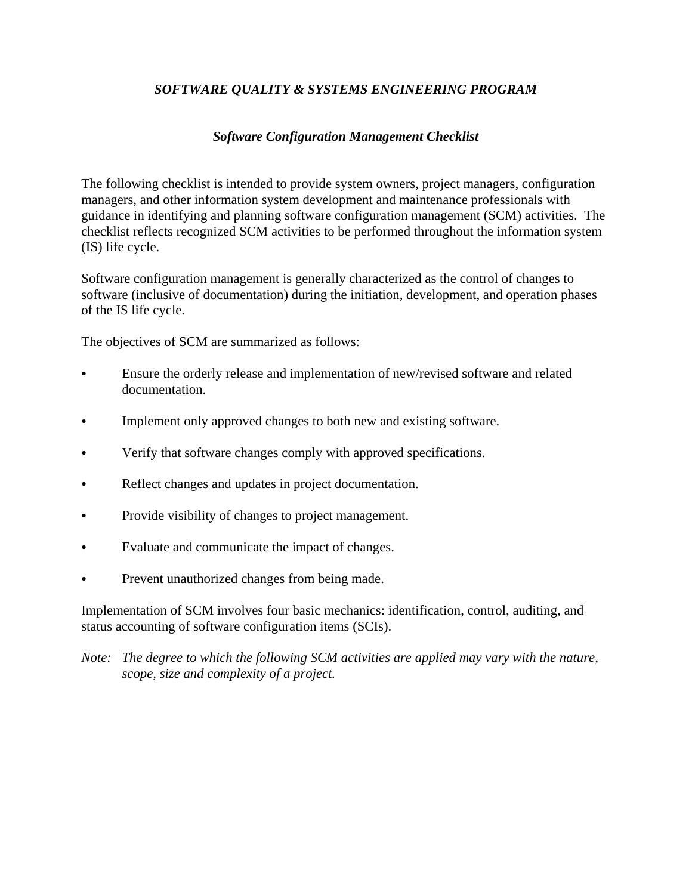# *SOFTWARE QUALITY & SYSTEMS ENGINEERING PROGRAM*

## *Software Configuration Management Checklist*

The following checklist is intended to provide system owners, project managers, configuration managers, and other information system development and maintenance professionals with guidance in identifying and planning software configuration management (SCM) activities. The checklist reflects recognized SCM activities to be performed throughout the information system (IS) life cycle.

Software configuration management is generally characterized as the control of changes to software (inclusive of documentation) during the initiation, development, and operation phases of the IS life cycle.

The objectives of SCM are summarized as follows:

- Ensure the orderly release and implementation of new/revised software and related documentation.
- Implement only approved changes to both new and existing software.
- Verify that software changes comply with approved specifications.
- Reflect changes and updates in project documentation.
- Provide visibility of changes to project management.
- Evaluate and communicate the impact of changes.
- Prevent unauthorized changes from being made.

Implementation of SCM involves four basic mechanics: identification, control, auditing, and status accounting of software configuration items (SCIs).

*Note: The degree to which the following SCM activities are applied may vary with the nature, scope, size and complexity of a project.*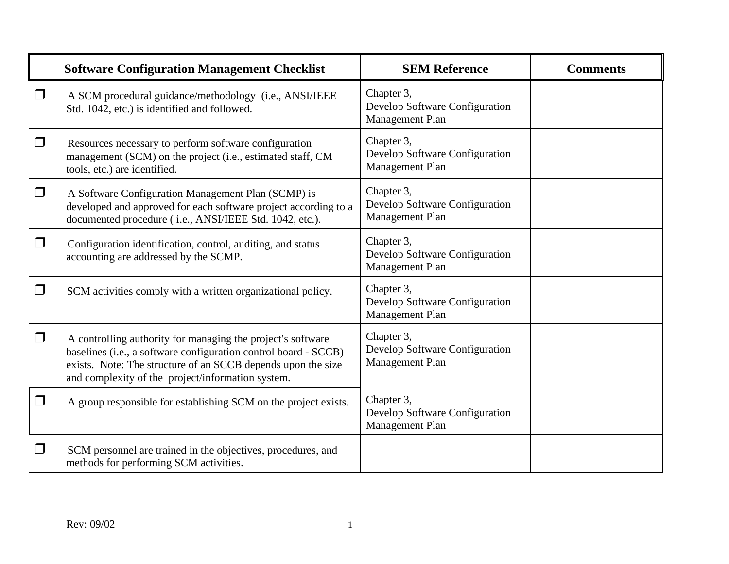| Software Configuration Management Checklist | SEM Reference | Comments |
|---|---|---|
| ❐ A SCM procedural guidance/methodology (i.e., ANSI/IEEE Std. 1042, etc.) is identified and followed. | Chapter 3, Develop Software Configuration Management Plan | |
| ❐ Resources necessary to perform software configuration management (SCM) on the project (i.e., estimated staff, CM tools, etc.) are identified. | Chapter 3, Develop Software Configuration Management Plan | |
| ❐ A Software Configuration Management Plan (SCMP) is developed and approved for each software project according to a documented procedure ( i.e., ANSI/IEEE Std. 1042, etc.). | Chapter 3, Develop Software Configuration Management Plan | |
| ❐ Configuration identification, control, auditing, and status accounting are addressed by the SCMP. | Chapter 3, Develop Software Configuration Management Plan | |
| ❐ SCM activities comply with a written organizational policy. | Chapter 3, Develop Software Configuration Management Plan | |
| ❐ A controlling authority for managing the project's software baselines (i.e., a software configuration control board - SCCB) exists. Note: The structure of an SCCB depends upon the size and complexity of the project/information system. | Chapter 3, Develop Software Configuration Management Plan | |
| ❐ A group responsible for establishing SCM on the project exists. | Chapter 3, Develop Software Configuration Management Plan | |
| ❐ SCM personnel are trained in the objectives, procedures, and methods for performing SCM activities. | | |

Rev: 09/02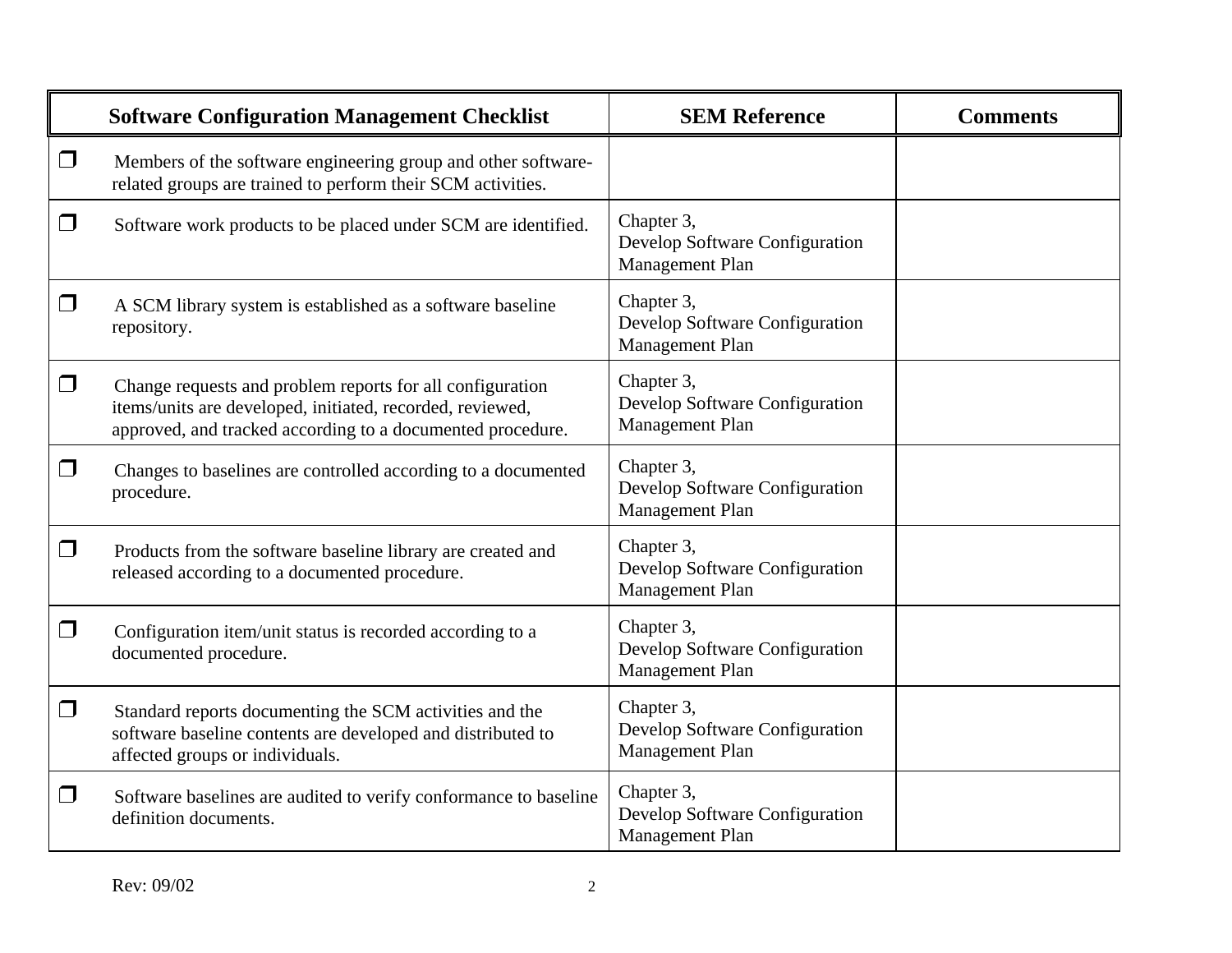| Software Configuration Management Checklist | SEM Reference | Comments |
|---|---|---|
| ❒ Members of the software engineering group and other software-related groups are trained to perform their SCM activities. | | |
| ❒ Software work products to be placed under SCM are identified. | Chapter 3, Develop Software Configuration Management Plan | |
| ❒ A SCM library system is established as a software baseline repository. | Chapter 3, Develop Software Configuration Management Plan | |
| ❒ Change requests and problem reports for all configuration items/units are developed, initiated, recorded, reviewed, approved, and tracked according to a documented procedure. | Chapter 3, Develop Software Configuration Management Plan | |
| ❒ Changes to baselines are controlled according to a documented procedure. | Chapter 3, Develop Software Configuration Management Plan | |
| ❒ Products from the software baseline library are created and released according to a documented procedure. | Chapter 3, Develop Software Configuration Management Plan | |
| ❒ Configuration item/unit status is recorded according to a documented procedure. | Chapter 3, Develop Software Configuration Management Plan | |
| ❒ Standard reports documenting the SCM activities and the software baseline contents are developed and distributed to affected groups or individuals. | Chapter 3, Develop Software Configuration Management Plan | |
| ❒ Software baselines are audited to verify conformance to baseline definition documents. | Chapter 3, Develop Software Configuration Management Plan | |

Rev: 09/02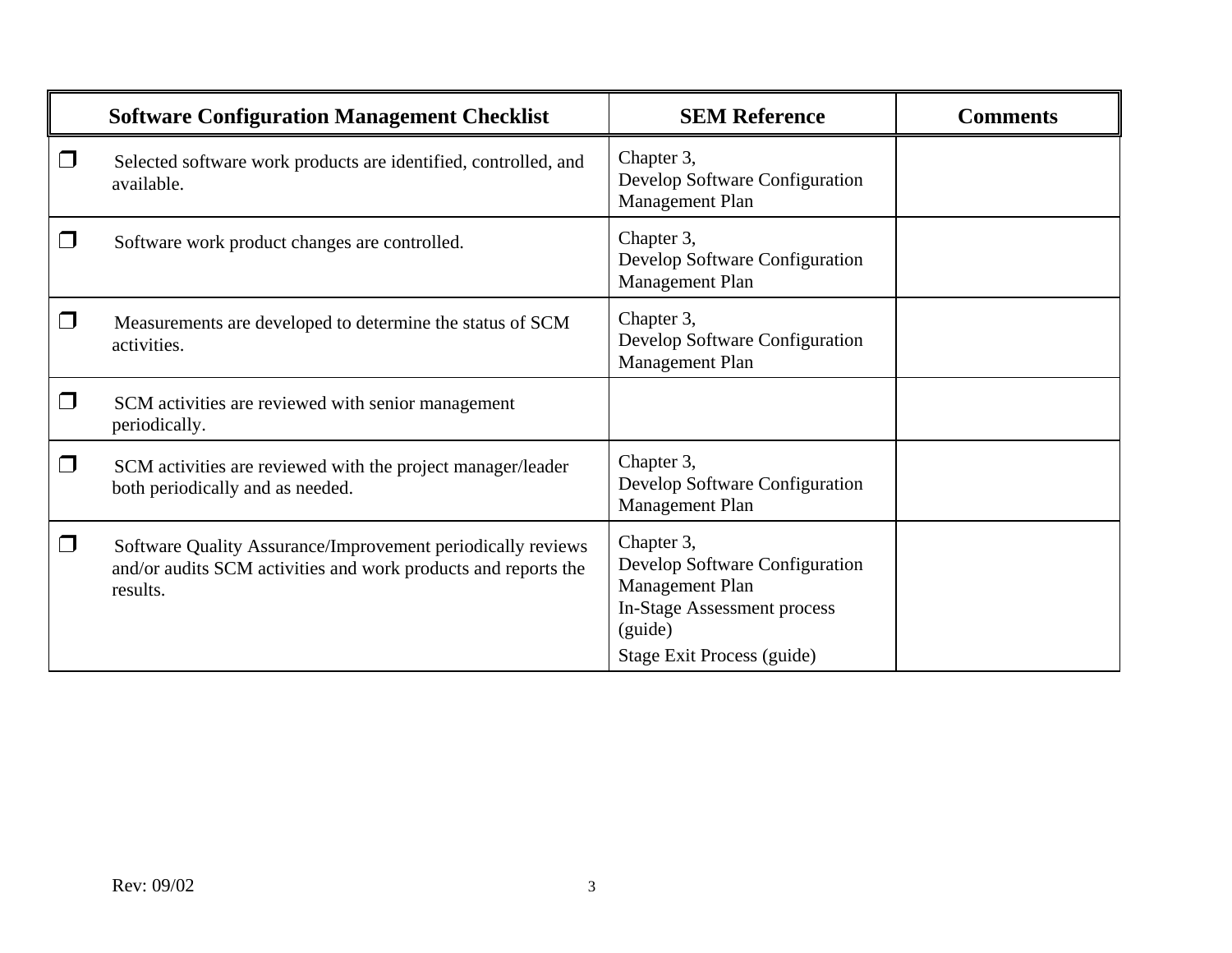| Software Configuration Management Checklist | SEM Reference | Comments |
|---|---|---|
| ❒ Selected software work products are identified, controlled, and available. | Chapter 3, Develop Software Configuration Management Plan | |
| ❒ Software work product changes are controlled. | Chapter 3, Develop Software Configuration Management Plan | |
| ❒ Measurements are developed to determine the status of SCM activities. | Chapter 3, Develop Software Configuration Management Plan | |
| ❒ SCM activities are reviewed with senior management periodically. | | |
| ❒ SCM activities are reviewed with the project manager/leader both periodically and as needed. | Chapter 3, Develop Software Configuration Management Plan | |
| ❒ Software Quality Assurance/Improvement periodically reviews and/or audits SCM activities and work products and reports the results. | Chapter 3, Develop Software Configuration Management Plan<br>In-Stage Assessment process (guide)<br>Stage Exit Process (guide) | |

Rev: 09/02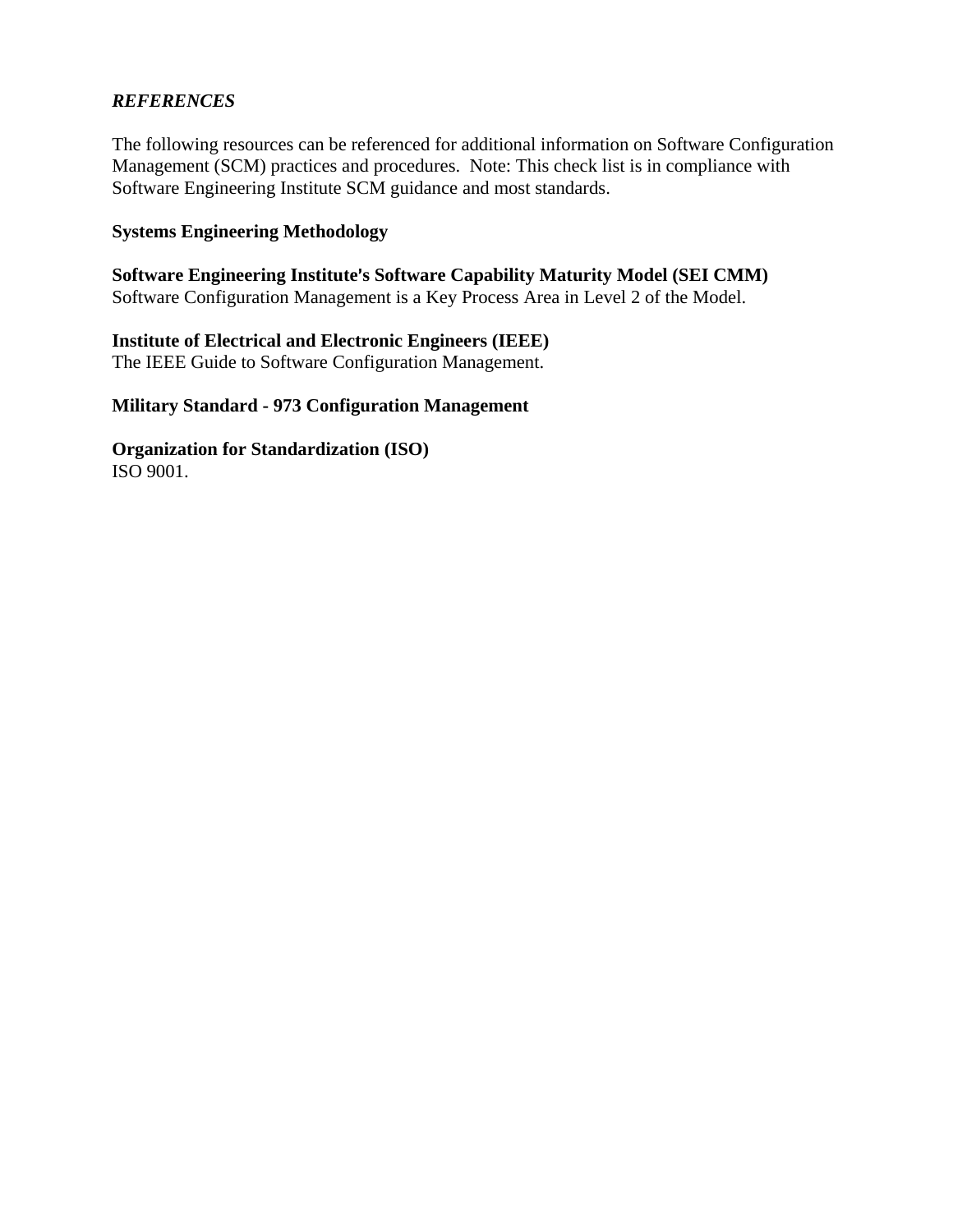## *REFERENCES*

The following resources can be referenced for additional information on Software Configuration Management (SCM) practices and procedures. Note: This check list is in compliance with Software Engineering Institute SCM guidance and most standards.

**Systems Engineering Methodology**

**Software Engineering Institute's Software Capability Maturity Model (SEI CMM)**
Software Configuration Management is a Key Process Area in Level 2 of the Model.

**Institute of Electrical and Electronic Engineers (IEEE)**
The IEEE Guide to Software Configuration Management.

**Military Standard - 973 Configuration Management**

**Organization for Standardization (ISO)**
ISO 9001.